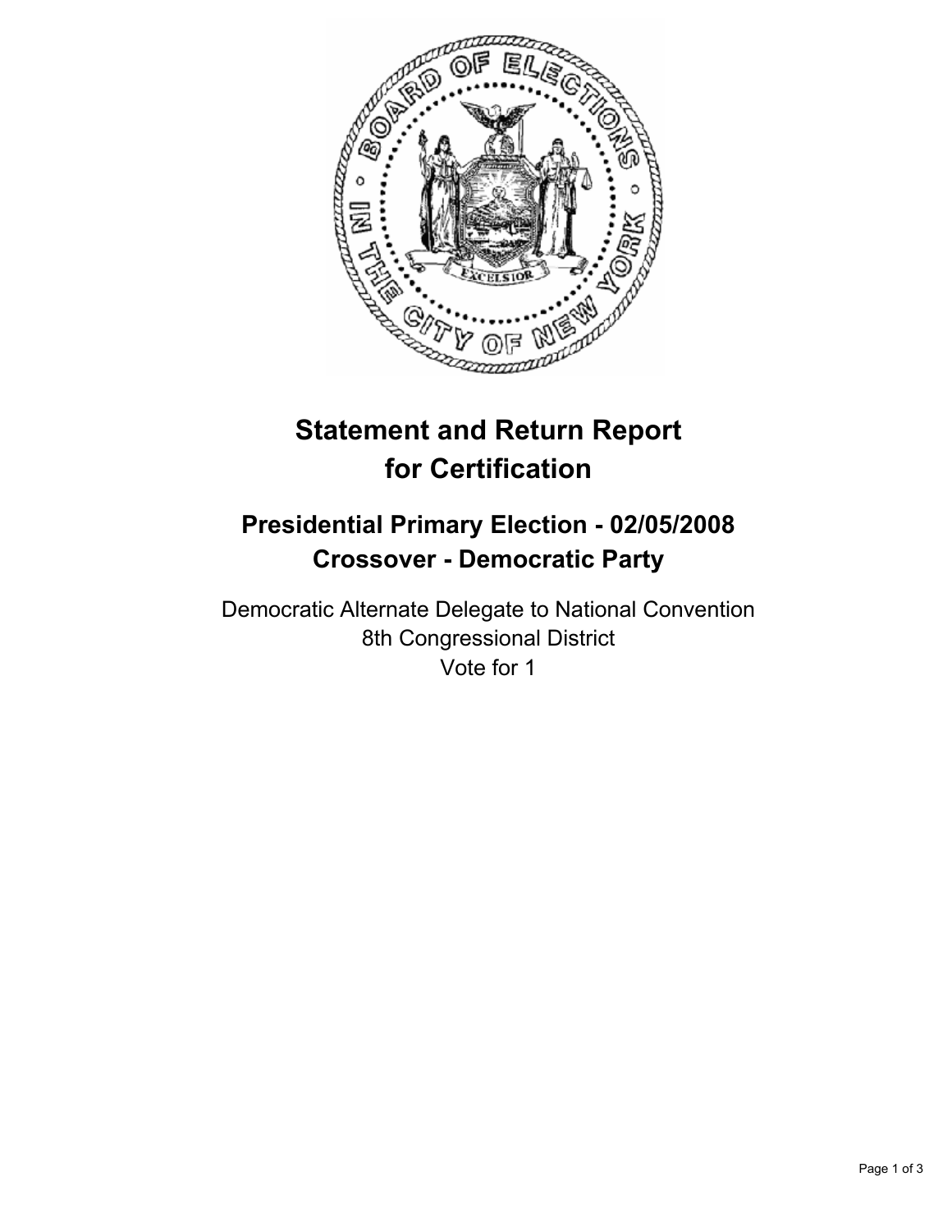# Statement and Return Report for Certification

## Presidential Primary Election - 02/05/2008
## Crossover - Democratic Party

Democratic Alternate Delegate to National Convention
8th Congressional District
Vote for 1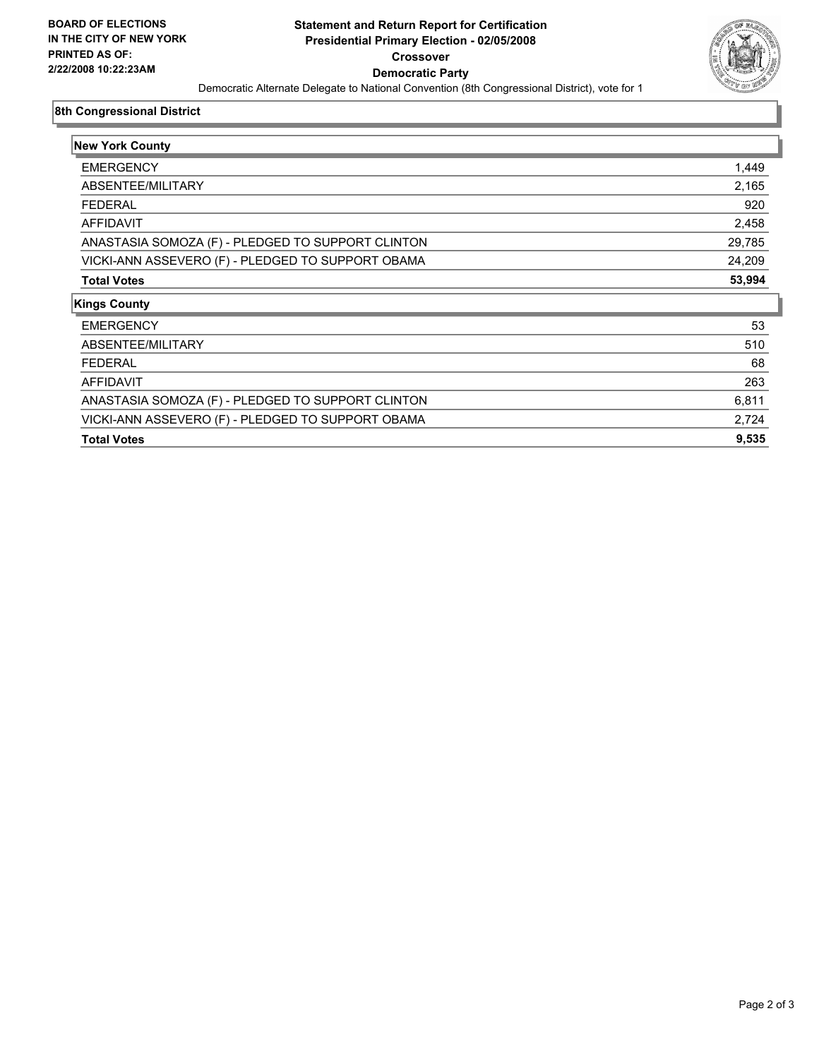**BOARD OF ELECTIONS IN THE CITY OF NEW YORK PRINTED AS OF: 2/22/2008 10:22:23AM**

# Statement and Return Report for Certification
## Presidential Primary Election - 02/05/2008
## Crossover
## Democratic Party

Democratic Alternate Delegate to National Convention (8th Congressional District), vote for 1

### 8th Congressional District

| New York County | |
|---|---|
| EMERGENCY | 1,449 |
| ABSENTEE/MILITARY | 2,165 |
| FEDERAL | 920 |
| AFFIDAVIT | 2,458 |
| ANASTASIA SOMOZA (F) - PLEDGED TO SUPPORT CLINTON | 29,785 |
| VICKI-ANN ASSEVERO (F) - PLEDGED TO SUPPORT OBAMA | 24,209 |
| **Total Votes** | **53,994** |

| Kings County | |
|---|---|
| EMERGENCY | 53 |
| ABSENTEE/MILITARY | 510 |
| FEDERAL | 68 |
| AFFIDAVIT | 263 |
| ANASTASIA SOMOZA (F) - PLEDGED TO SUPPORT CLINTON | 6,811 |
| VICKI-ANN ASSEVERO (F) - PLEDGED TO SUPPORT OBAMA | 2,724 |
| **Total Votes** | **9,535** |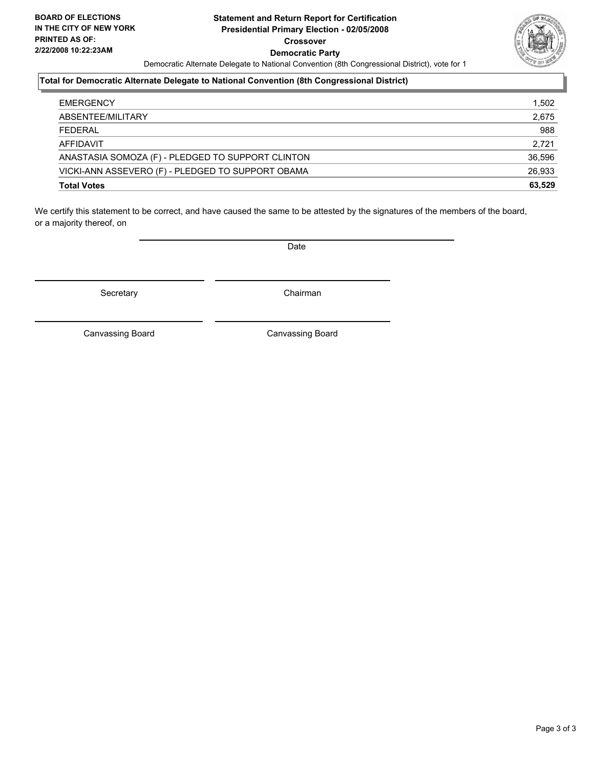**BOARD OF ELECTIONS IN THE CITY OF NEW YORK PRINTED AS OF: 2/22/2008 10:22:23AM**

**Statement and Return Report for Certification**
**Presidential Primary Election - 02/05/2008**
**Crossover**
**Democratic Party**

Democratic Alternate Delegate to National Convention (8th Congressional District), vote for 1

### Total for Democratic Alternate Delegate to National Convention (8th Congressional District)

| | |
|---|---|
| EMERGENCY | 1,502 |
| ABSENTEE/MILITARY | 2,675 |
| FEDERAL | 988 |
| AFFIDAVIT | 2,721 |
| ANASTASIA SOMOZA (F) - PLEDGED TO SUPPORT CLINTON | 36,596 |
| VICKI-ANN ASSEVERO (F) - PLEDGED TO SUPPORT OBAMA | 26,933 |
| **Total Votes** | **63,529** |

We certify this statement to be correct, and have caused the same to be attested by the signatures of the members of the board, or a majority thereof, on

Date

Secretary

Chairman

Canvassing Board

Canvassing Board